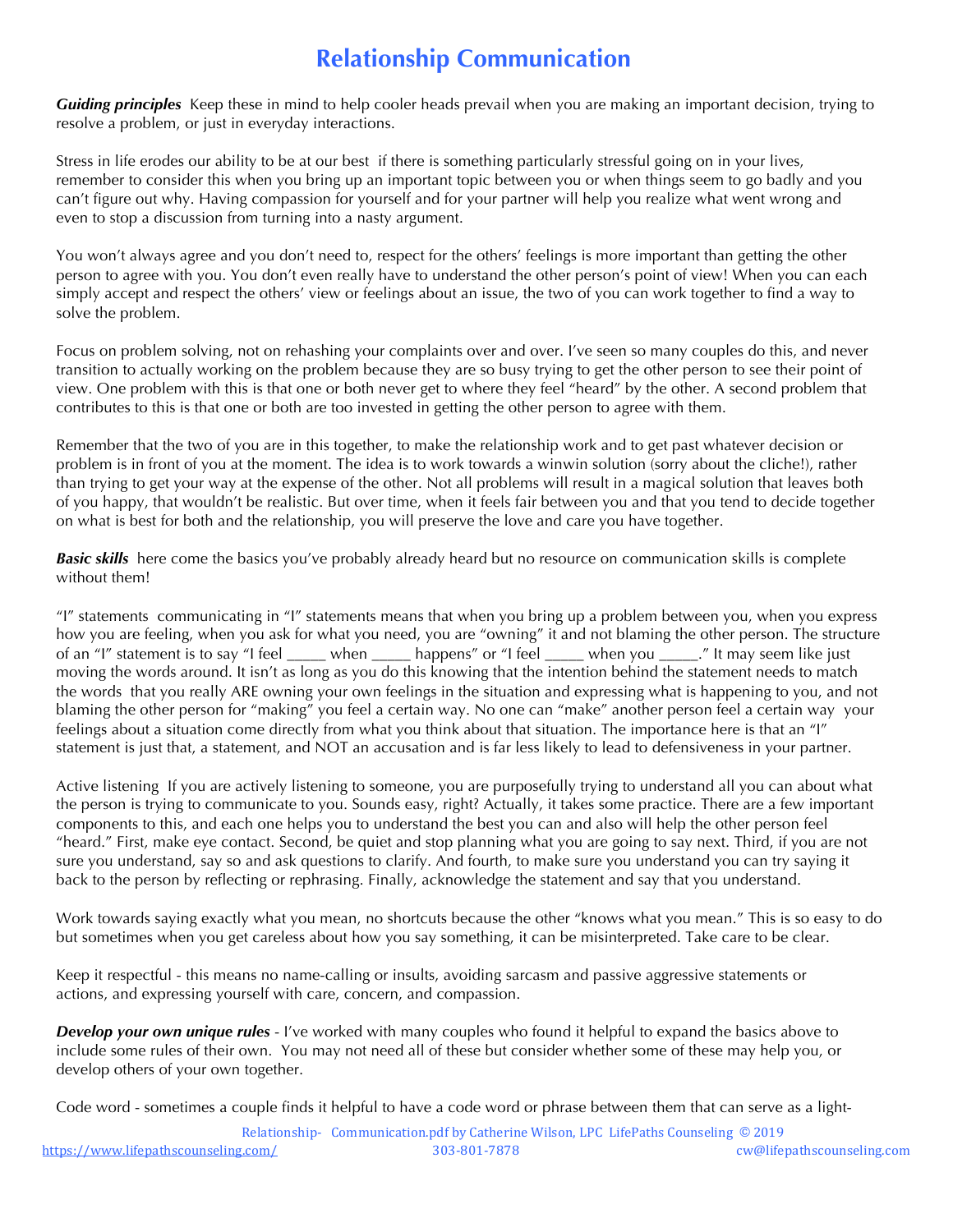# Relationship Communication

***Guiding principles*** Keep these in mind to help cooler heads prevail when you are making an important decision, trying to resolve a problem, or just in everyday interactions.

Stress in life erodes our ability to be at our best if there is something particularly stressful going on in your lives, remember to consider this when you bring up an important topic between you or when things seem to go badly and you can't figure out why. Having compassion for yourself and for your partner will help you realize what went wrong and even to stop a discussion from turning into a nasty argument.

You won't always agree and you don't need to, respect for the others' feelings is more important than getting the other person to agree with you. You don't even really have to understand the other person's point of view! When you can each simply accept and respect the others' view or feelings about an issue, the two of you can work together to find a way to solve the problem.

Focus on problem solving, not on rehashing your complaints over and over. I've seen so many couples do this, and never transition to actually working on the problem because they are so busy trying to get the other person to see their point of view. One problem with this is that one or both never get to where they feel "heard" by the other. A second problem that contributes to this is that one or both are too invested in getting the other person to agree with them.

Remember that the two of you are in this together, to make the relationship work and to get past whatever decision or problem is in front of you at the moment. The idea is to work towards a winwin solution (sorry about the cliche!), rather than trying to get your way at the expense of the other. Not all problems will result in a magical solution that leaves both of you happy, that wouldn't be realistic. But over time, when it feels fair between you and that you tend to decide together on what is best for both and the relationship, you will preserve the love and care you have together.

***Basic skills*** here come the basics you've probably already heard but no resource on communication skills is complete without them!

"I" statements communicating in "I" statements means that when you bring up a problem between you, when you express how you are feeling, when you ask for what you need, you are "owning" it and not blaming the other person. The structure of an "I" statement is to say "I feel _____ when _____ happens" or "I feel _____ when you _____." It may seem like just moving the words around. It isn't as long as you do this knowing that the intention behind the statement needs to match the words that you really ARE owning your own feelings in the situation and expressing what is happening to you, and not blaming the other person for "making" you feel a certain way. No one can "make" another person feel a certain way your feelings about a situation come directly from what you think about that situation. The importance here is that an "I" statement is just that, a statement, and NOT an accusation and is far less likely to lead to defensiveness in your partner.

Active listening If you are actively listening to someone, you are purposefully trying to understand all you can about what the person is trying to communicate to you. Sounds easy, right? Actually, it takes some practice. There are a few important components to this, and each one helps you to understand the best you can and also will help the other person feel "heard." First, make eye contact. Second, be quiet and stop planning what you are going to say next. Third, if you are not sure you understand, say so and ask questions to clarify. And fourth, to make sure you understand you can try saying it back to the person by reflecting or rephrasing. Finally, acknowledge the statement and say that you understand.

Work towards saying exactly what you mean, no shortcuts because the other "knows what you mean." This is so easy to do but sometimes when you get careless about how you say something, it can be misinterpreted. Take care to be clear.

Keep it respectful - this means no name-calling or insults, avoiding sarcasm and passive aggressive statements or actions, and expressing yourself with care, concern, and compassion.

***Develop your own unique rules*** - I've worked with many couples who found it helpful to expand the basics above to include some rules of their own. You may not need all of these but consider whether some of these may help you, or develop others of your own together.

Code word - sometimes a couple finds it helpful to have a code word or phrase between them that can serve as a light-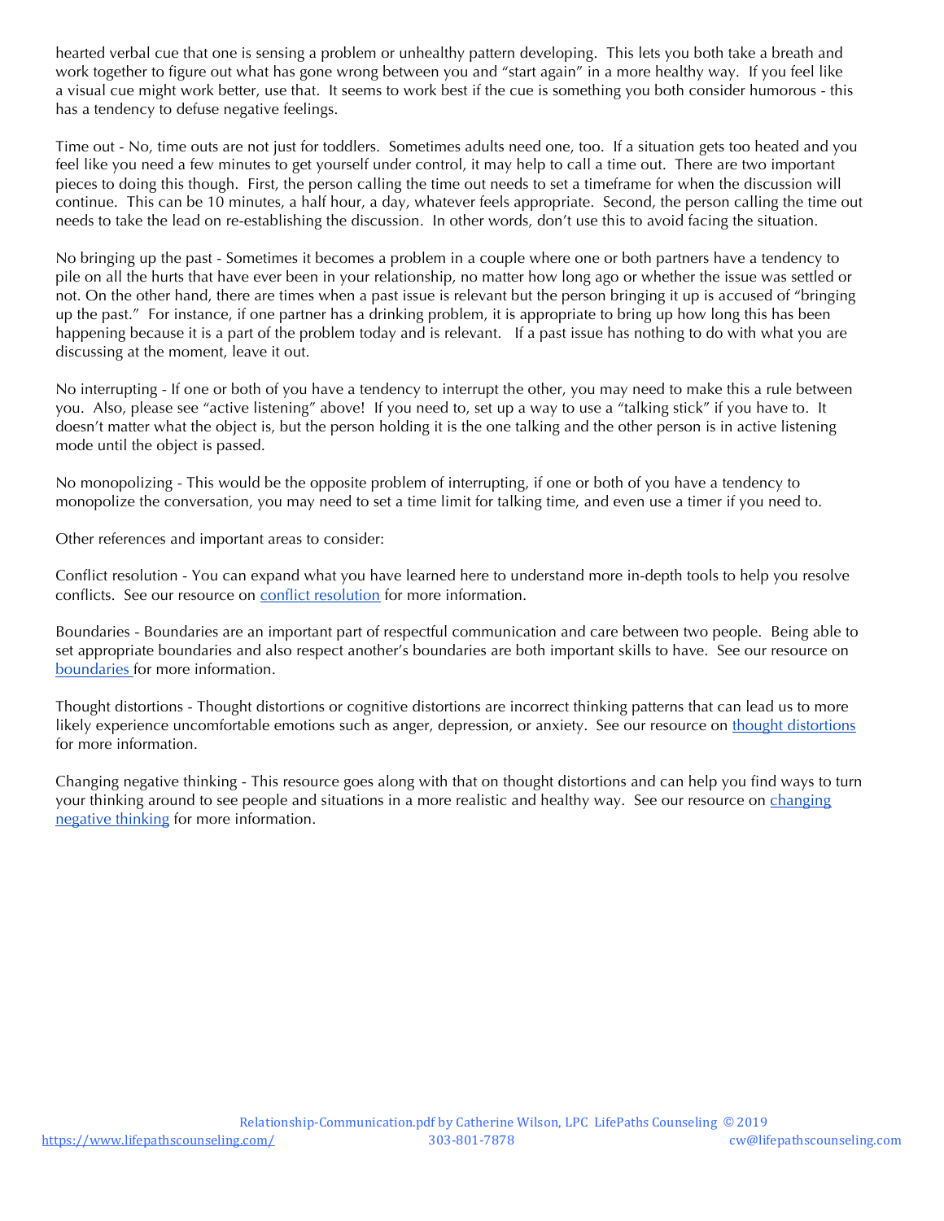hearted verbal cue that one is sensing a problem or unhealthy pattern developing. This lets you both take a breath and work together to figure out what has gone wrong between you and "start again" in a more healthy way. If you feel like a visual cue might work better, use that. It seems to work best if the cue is something you both consider humorous - this has a tendency to defuse negative feelings.

Time out - No, time outs are not just for toddlers. Sometimes adults need one, too. If a situation gets too heated and you feel like you need a few minutes to get yourself under control, it may help to call a time out. There are two important pieces to doing this though. First, the person calling the time out needs to set a timeframe for when the discussion will continue. This can be 10 minutes, a half hour, a day, whatever feels appropriate. Second, the person calling the time out needs to take the lead on re-establishing the discussion. In other words, don't use this to avoid facing the situation.

No bringing up the past - Sometimes it becomes a problem in a couple where one or both partners have a tendency to pile on all the hurts that have ever been in your relationship, no matter how long ago or whether the issue was settled or not. On the other hand, there are times when a past issue is relevant but the person bringing it up is accused of "bringing up the past." For instance, if one partner has a drinking problem, it is appropriate to bring up how long this has been happening because it is a part of the problem today and is relevant. If a past issue has nothing to do with what you are discussing at the moment, leave it out.

No interrupting - If one or both of you have a tendency to interrupt the other, you may need to make this a rule between you. Also, please see "active listening" above! If you need to, set up a way to use a "talking stick" if you have to. It doesn't matter what the object is, but the person holding it is the one talking and the other person is in active listening mode until the object is passed.

No monopolizing - This would be the opposite problem of interrupting, if one or both of you have a tendency to monopolize the conversation, you may need to set a time limit for talking time, and even use a timer if you need to.

Other references and important areas to consider:

Conflict resolution - You can expand what you have learned here to understand more in-depth tools to help you resolve conflicts. See our resource on [conflict resolution](#) for more information.

Boundaries - Boundaries are an important part of respectful communication and care between two people. Being able to set appropriate boundaries and also respect another's boundaries are both important skills to have. See our resource on [boundaries](#) for more information.

Thought distortions - Thought distortions or cognitive distortions are incorrect thinking patterns that can lead us to more likely experience uncomfortable emotions such as anger, depression, or anxiety. See our resource on [thought distortions](#) for more information.

Changing negative thinking - This resource goes along with that on thought distortions and can help you find ways to turn your thinking around to see people and situations in a more realistic and healthy way. See our resource on [changing negative thinking](#) for more information.